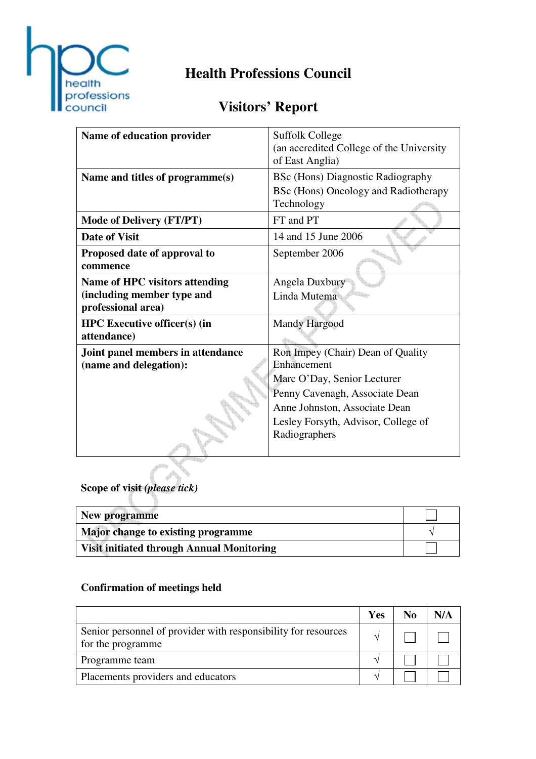# Health Professions Council

## Visitors' Report

| | |
|---|---|
| **Name of education provider** | Suffolk College (an accredited College of the University of East Anglia) |
| **Name and titles of programme(s)** | BSc (Hons) Diagnostic Radiography<br>BSc (Hons) Oncology and Radiotherapy Technology |
| **Mode of Delivery (FT/PT)** | FT and PT |
| **Date of Visit** | 14 and 15 June 2006 |
| **Proposed date of approval to commence** | September 2006 |
| **Name of HPC visitors attending (including member type and professional area)** | Angela Duxbury<br>Linda Mutema |
| **HPC Executive officer(s) (in attendance)** | Mandy Hargood |
| **Joint panel members in attendance (name and delegation):** | Ron Impey (Chair) Dean of Quality Enhancement<br>Marc O'Day, Senior Lecturer<br>Penny Cavenagh, Associate Dean<br>Anne Johnston, Associate Dean<br>Lesley Forsyth, Advisor, College of Radiographers |

**Scope of visit** ***(please tick)***

| | |
|---|---|
| **New programme** | ☐ |
| **Major change to existing programme** | √ |
| **Visit initiated through Annual Monitoring** | ☐ |

**Confirmation of meetings held**

| | Yes | No | N/A |
|---|---|---|---|
| Senior personnel of provider with responsibility for resources for the programme | √ | ☐ | ☐ |
| Programme team | √ | ☐ | ☐ |
| Placements providers and educators | √ | ☐ | ☐ |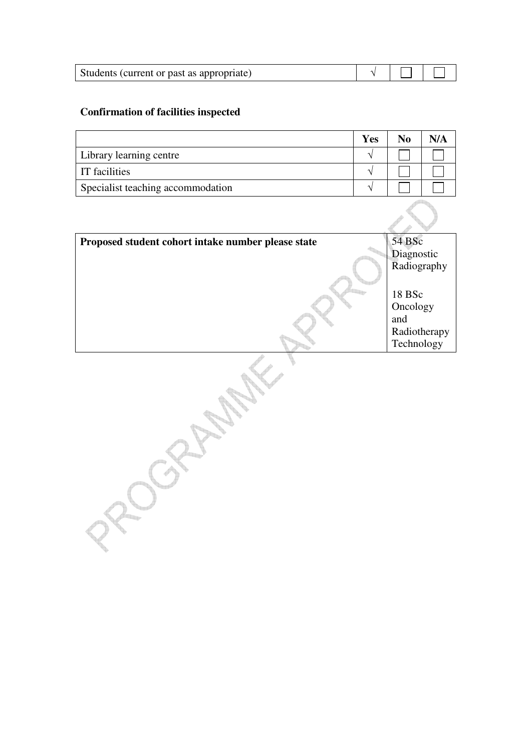| Students (current or past as appropriate) | √ | ☐ | ☐ |
|---|---|---|---|

**Confirmation of facilities inspected**

| | Yes | No | N/A |
|---|---|---|---|
| Library learning centre | √ | ☐ | ☐ |
| IT facilities | √ | ☐ | ☐ |
| Specialist teaching accommodation | √ | ☐ | ☐ |

| **Proposed student cohort intake number please state** | 54 BSc Diagnostic Radiography<br><br>18 BSc Oncology and Radiotherapy Technology |
|---|---|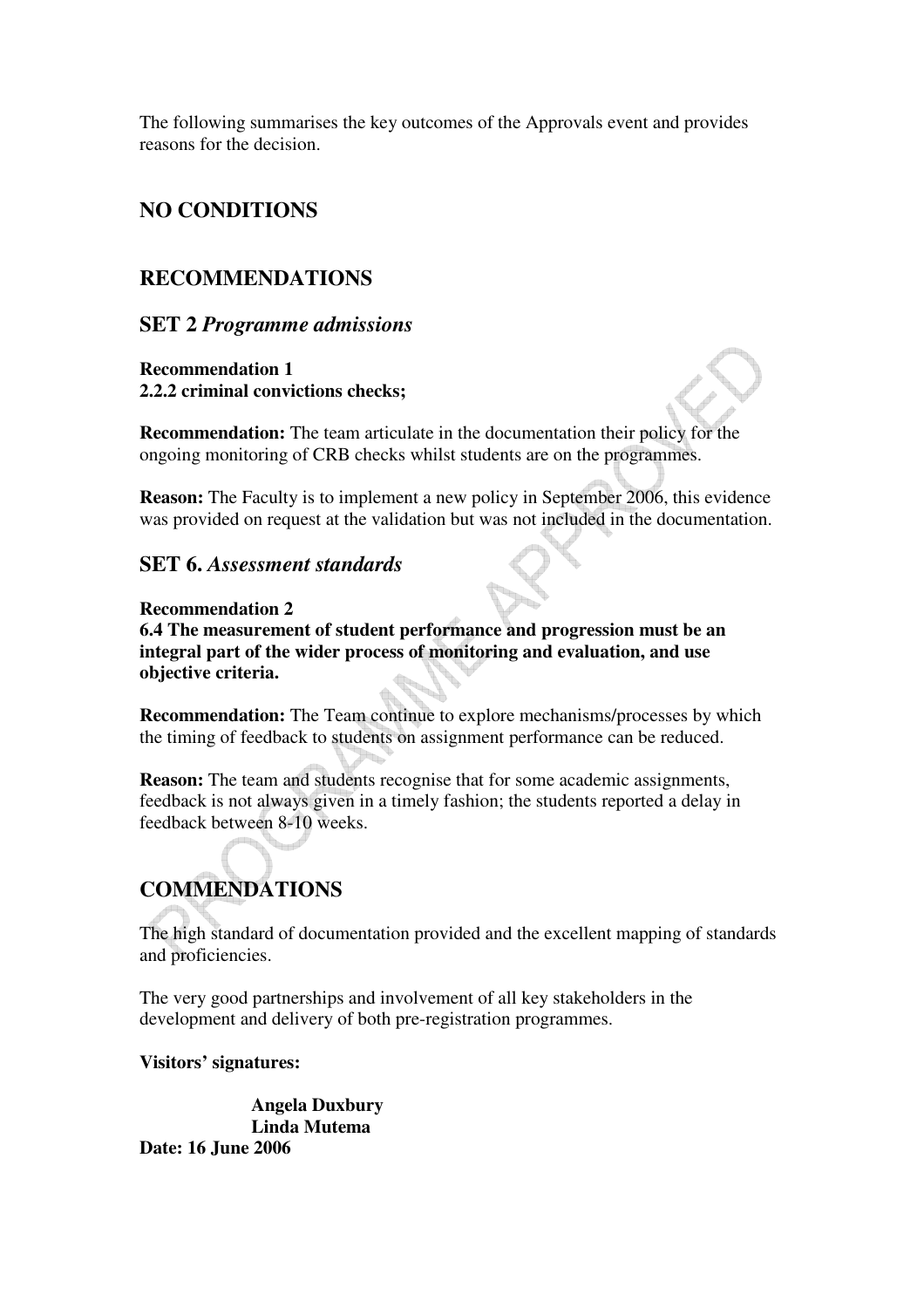The following summarises the key outcomes of the Approvals event and provides reasons for the decision.

## NO CONDITIONS

## RECOMMENDATIONS

### SET 2 *Programme admissions*

**Recommendation 1**
**2.2.2 criminal convictions checks;**

**Recommendation:** The team articulate in the documentation their policy for the ongoing monitoring of CRB checks whilst students are on the programmes.

**Reason:** The Faculty is to implement a new policy in September 2006, this evidence was provided on request at the validation but was not included in the documentation.

### SET 6. *Assessment standards*

**Recommendation 2**
**6.4 The measurement of student performance and progression must be an integral part of the wider process of monitoring and evaluation, and use objective criteria.**

**Recommendation:** The Team continue to explore mechanisms/processes by which the timing of feedback to students on assignment performance can be reduced.

**Reason:** The team and students recognise that for some academic assignments, feedback is not always given in a timely fashion; the students reported a delay in feedback between 8-10 weeks.

## COMMENDATIONS

The high standard of documentation provided and the excellent mapping of standards and proficiencies.

The very good partnerships and involvement of all key stakeholders in the development and delivery of both pre-registration programmes.

**Visitors' signatures:**

**Angela Duxbury**
**Linda Mutema**

**Date: 16 June 2006**